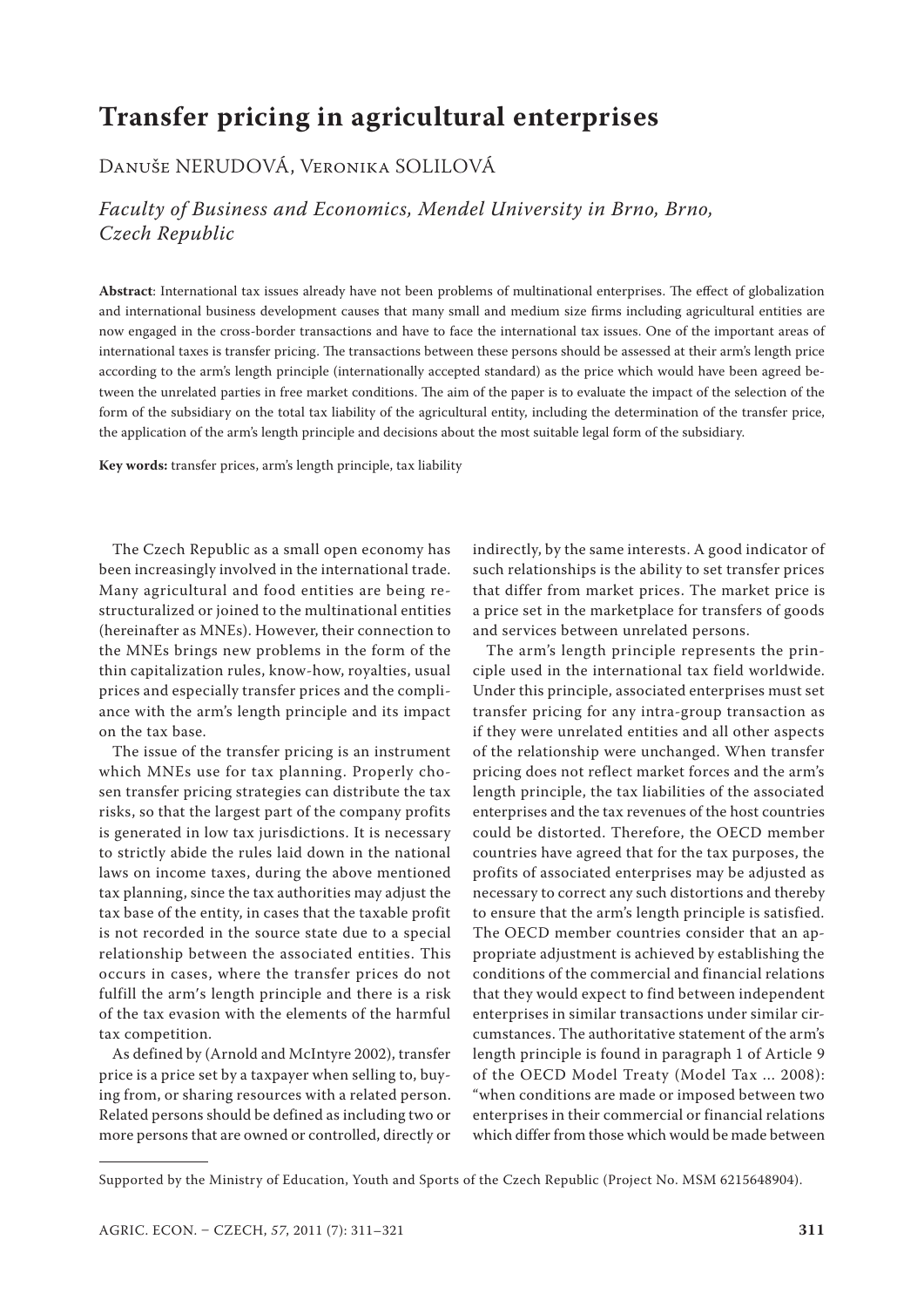# Transfer pricing in agricultural enterprises

Danuše NERUDOVÁ, Veronika SOLILOVÁ

*Faculty of Business and Economics, Mendel University in Brno, Brno, Czech Republic*

**Abstract**: International tax issues already have not been problems of multinational enterprises. The effect of globalization and international business development causes that many small and medium size firms including agricultural entities are now engaged in the cross-border transactions and have to face the international tax issues. One of the important areas of international taxes is transfer pricing. The transactions between these persons should be assessed at their arm's length price according to the arm's length principle (internationally accepted standard) as the price which would have been agreed between the unrelated parties in free market conditions. The aim of the paper is to evaluate the impact of the selection of the form of the subsidiary on the total tax liability of the agricultural entity, including the determination of the transfer price, the application of the arm's length principle and decisions about the most suitable legal form of the subsidiary.

**Key words:** transfer prices, arm's length principle, tax liability

The Czech Republic as a small open economy has been increasingly involved in the international trade. Many agricultural and food entities are being restructuralized or joined to the multinational entities (hereinafter as MNEs). However, their connection to the MNEs brings new problems in the form of the thin capitalization rules, know-how, royalties, usual prices and especially transfer prices and the compliance with the arm's length principle and its impact on the tax base.

The issue of the transfer pricing is an instrument which MNEs use for tax planning. Properly chosen transfer pricing strategies can distribute the tax risks, so that the largest part of the company profits is generated in low tax jurisdictions. It is necessary to strictly abide the rules laid down in the national laws on income taxes, during the above mentioned tax planning, since the tax authorities may adjust the tax base of the entity, in cases that the taxable profit is not recorded in the source state due to a special relationship between the associated entities. This occurs in cases, where the transfer prices do not fulfill the arm's length principle and there is a risk of the tax evasion with the elements of the harmful tax competition.

As defined by (Arnold and McIntyre 2002), transfer price is a price set by a taxpayer when selling to, buying from, or sharing resources with a related person. Related persons should be defined as including two or more persons that are owned or controlled, directly or indirectly, by the same interests. A good indicator of such relationships is the ability to set transfer prices that differ from market prices. The market price is a price set in the marketplace for transfers of goods and services between unrelated persons.

The arm's length principle represents the principle used in the international tax field worldwide. Under this principle, associated enterprises must set transfer pricing for any intra-group transaction as if they were unrelated entities and all other aspects of the relationship were unchanged. When transfer pricing does not reflect market forces and the arm's length principle, the tax liabilities of the associated enterprises and the tax revenues of the host countries could be distorted. Therefore, the OECD member countries have agreed that for the tax purposes, the profits of associated enterprises may be adjusted as necessary to correct any such distortions and thereby to ensure that the arm's length principle is satisfied. The OECD member countries consider that an appropriate adjustment is achieved by establishing the conditions of the commercial and financial relations that they would expect to find between independent enterprises in similar transactions under similar circumstances. The authoritative statement of the arm's length principle is found in paragraph 1 of Article 9 of the OECD Model Treaty (Model Tax ... 2008): "when conditions are made or imposed between two enterprises in their commercial or financial relations which differ from those which would be made between

Supported by the Ministry of Education, Youth and Sports of the Czech Republic (Project No. MSM 6215648904).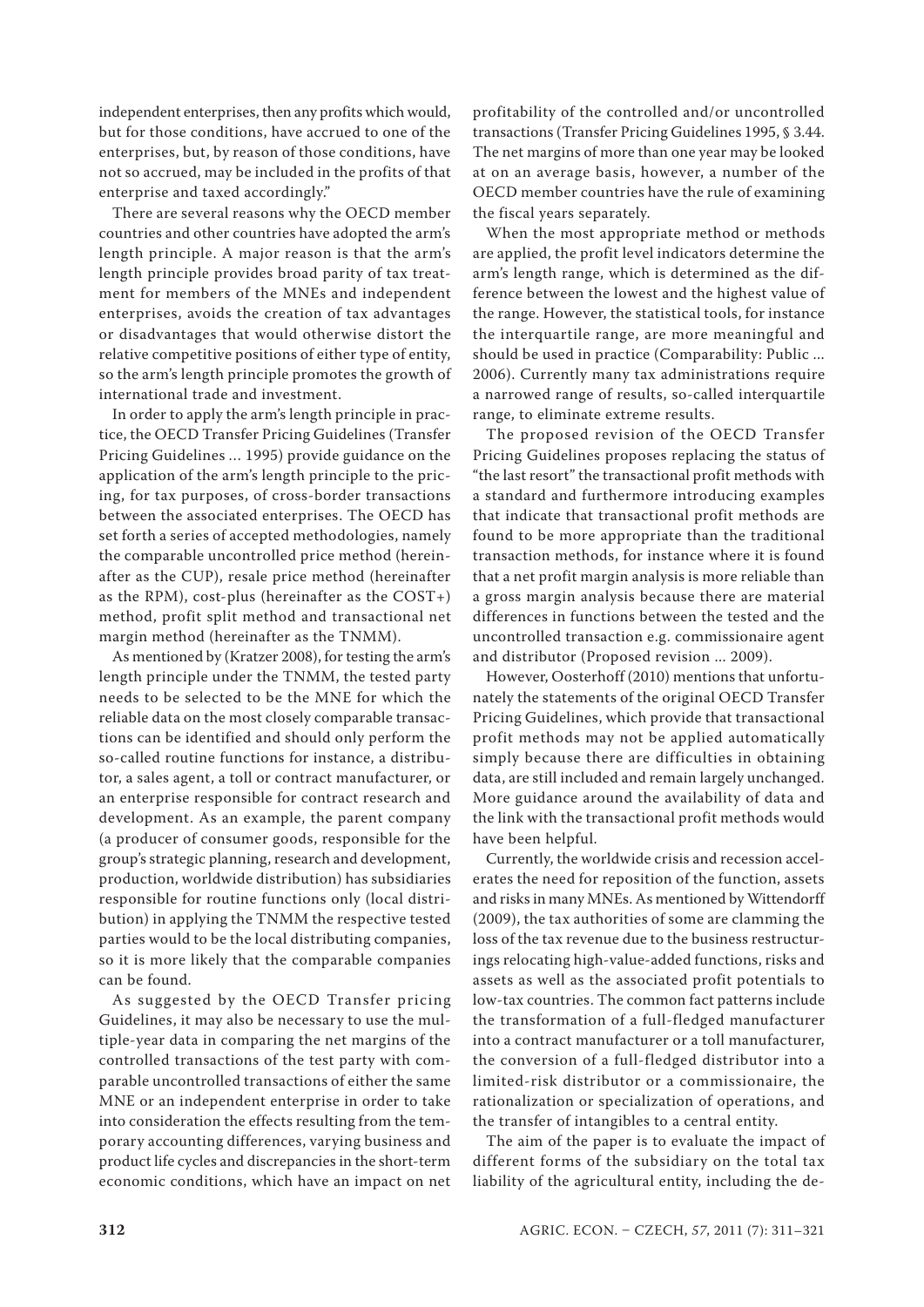independent enterprises, then any profits which would, but for those conditions, have accrued to one of the enterprises, but, by reason of those conditions, have not so accrued, may be included in the profits of that enterprise and taxed accordingly."

There are several reasons why the OECD member countries and other countries have adopted the arm's length principle. A major reason is that the arm's length principle provides broad parity of tax treatment for members of the MNEs and independent enterprises, avoids the creation of tax advantages or disadvantages that would otherwise distort the relative competitive positions of either type of entity, so the arm's length principle promotes the growth of international trade and investment.

In order to apply the arm's length principle in practice, the OECD Transfer Pricing Guidelines (Transfer Pricing Guidelines ... 1995) provide guidance on the application of the arm's length principle to the pricing, for tax purposes, of cross-border transactions between the associated enterprises. The OECD has set forth a series of accepted methodologies, namely the comparable uncontrolled price method (hereinafter as the CUP), resale price method (hereinafter as the RPM), cost-plus (hereinafter as the COST+) method, profit split method and transactional net margin method (hereinafter as the TNMM).

As mentioned by (Kratzer 2008), for testing the arm's length principle under the TNMM, the tested party needs to be selected to be the MNE for which the reliable data on the most closely comparable transactions can be identified and should only perform the so-called routine functions for instance, a distributor, a sales agent, a toll or contract manufacturer, or an enterprise responsible for contract research and development. As an example, the parent company (a producer of consumer goods, responsible for the group's strategic planning, research and development, production, worldwide distribution) has subsidiaries responsible for routine functions only (local distribution) in applying the TNMM the respective tested parties would to be the local distributing companies, so it is more likely that the comparable companies can be found.

As suggested by the OECD Transfer pricing Guidelines, it may also be necessary to use the multiple-year data in comparing the net margins of the controlled transactions of the test party with comparable uncontrolled transactions of either the same MNE or an independent enterprise in order to take into consideration the effects resulting from the temporary accounting differences, varying business and product life cycles and discrepancies in the short-term economic conditions, which have an impact on net profitability of the controlled and/or uncontrolled transactions (Transfer Pricing Guidelines 1995, § 3.44. The net margins of more than one year may be looked at on an average basis, however, a number of the OECD member countries have the rule of examining the fiscal years separately.

When the most appropriate method or methods are applied, the profit level indicators determine the arm's length range, which is determined as the difference between the lowest and the highest value of the range. However, the statistical tools, for instance the interquartile range, are more meaningful and should be used in practice (Comparability: Public ... 2006). Currently many tax administrations require a narrowed range of results, so-called interquartile range, to eliminate extreme results.

The proposed revision of the OECD Transfer Pricing Guidelines proposes replacing the status of "the last resort" the transactional profit methods with a standard and furthermore introducing examples that indicate that transactional profit methods are found to be more appropriate than the traditional transaction methods, for instance where it is found that a net profit margin analysis is more reliable than a gross margin analysis because there are material differences in functions between the tested and the uncontrolled transaction e.g. commissionaire agent and distributor (Proposed revision ... 2009).

However, Oosterhoff (2010) mentions that unfortunately the statements of the original OECD Transfer Pricing Guidelines, which provide that transactional profit methods may not be applied automatically simply because there are difficulties in obtaining data, are still included and remain largely unchanged. More guidance around the availability of data and the link with the transactional profit methods would have been helpful.

Currently, the worldwide crisis and recession accelerates the need for reposition of the function, assets and risks in many MNEs. As mentioned by Wittendorff (2009), the tax authorities of some are clamming the loss of the tax revenue due to the business restructurings relocating high-value-added functions, risks and assets as well as the associated profit potentials to low-tax countries. The common fact patterns include the transformation of a full-fledged manufacturer into a contract manufacturer or a toll manufacturer, the conversion of a full-fledged distributor into a limited-risk distributor or a commissionaire, the rationalization or specialization of operations, and the transfer of intangibles to a central entity.

The aim of the paper is to evaluate the impact of different forms of the subsidiary on the total tax liability of the agricultural entity, including the de-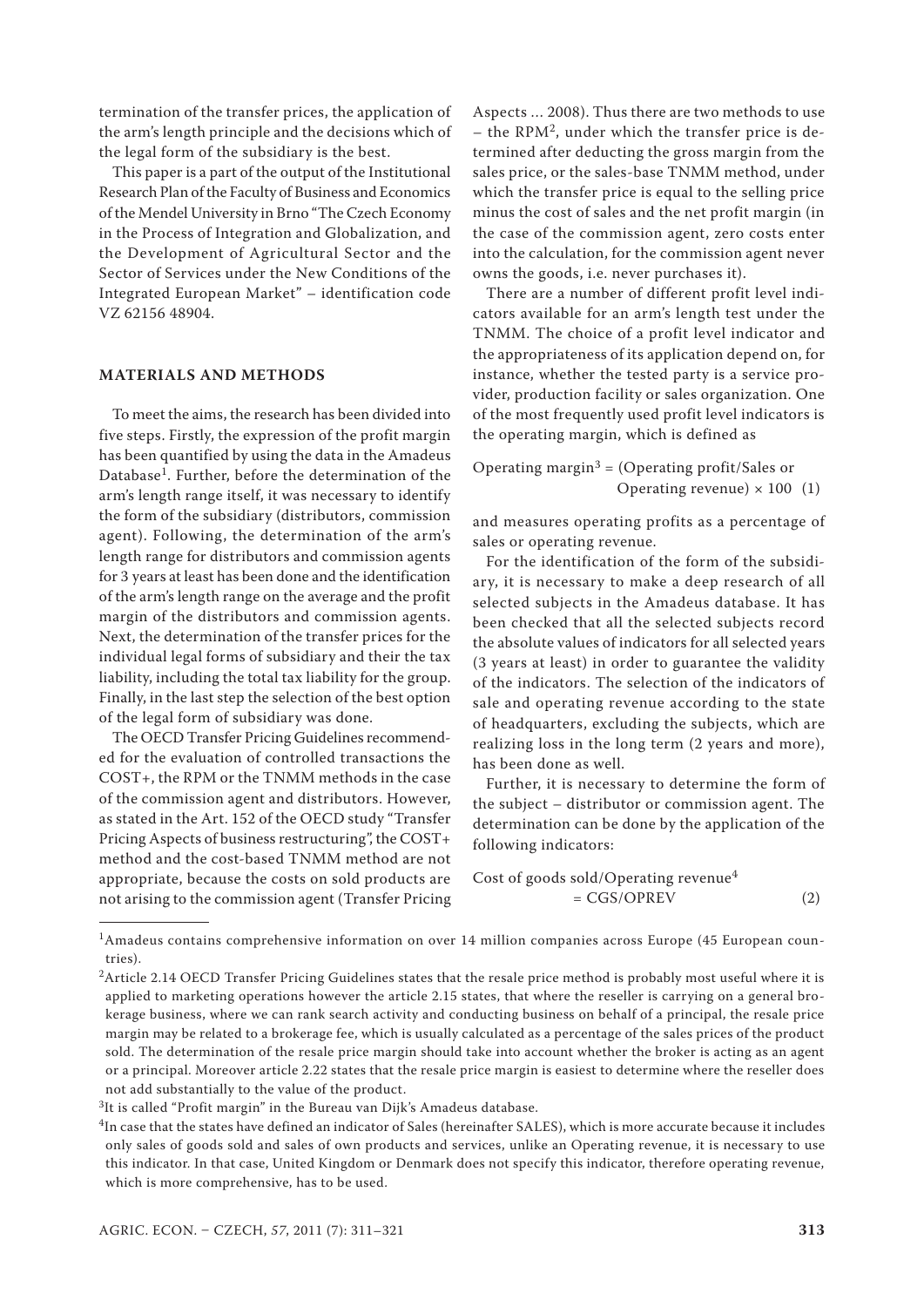termination of the transfer prices, the application of the arm's length principle and the decisions which of the legal form of the subsidiary is the best.

This paper is a part of the output of the Institutional Research Plan of the Faculty of Business and Economics of the Mendel University in Brno "The Czech Economy in the Process of Integration and Globalization, and the Development of Agricultural Sector and the Sector of Services under the New Conditions of the Integrated European Market" – identification code VZ 62156 48904.

## MATERIALS AND METHODS

To meet the aims, the research has been divided into five steps. Firstly, the expression of the profit margin has been quantified by using the data in the Amadeus Database[1]. Further, before the determination of the arm's length range itself, it was necessary to identify the form of the subsidiary (distributors, commission agent). Following, the determination of the arm's length range for distributors and commission agents for 3 years at least has been done and the identification of the arm's length range on the average and the profit margin of the distributors and commission agents. Next, the determination of the transfer prices for the individual legal forms of subsidiary and their the tax liability, including the total tax liability for the group. Finally, in the last step the selection of the best option of the legal form of subsidiary was done.

The OECD Transfer Pricing Guidelines recommended for the evaluation of controlled transactions the COST+, the RPM or the TNMM methods in the case of the commission agent and distributors. However, as stated in the Art. 152 of the OECD study "Transfer Pricing Aspects of business restructuring", the COST+ method and the cost-based TNMM method are not appropriate, because the costs on sold products are not arising to the commission agent (Transfer Pricing Aspects ... 2008). Thus there are two methods to use – the RPM[2], under which the transfer price is determined after deducting the gross margin from the sales price, or the sales-base TNMM method, under which the transfer price is equal to the selling price minus the cost of sales and the net profit margin (in the case of the commission agent, zero costs enter into the calculation, for the commission agent never owns the goods, i.e. never purchases it).

There are a number of different profit level indicators available for an arm's length test under the TNMM. The choice of a profit level indicator and the appropriateness of its application depend on, for instance, whether the tested party is a service provider, production facility or sales organization. One of the most frequently used profit level indicators is the operating margin, which is defined as

$$\text{Operating margin}^{3} = (\text{Operating profit/Sales or Operating revenue}) \times 100 \quad (1)$$

and measures operating profits as a percentage of sales or operating revenue.

For the identification of the form of the subsidiary, it is necessary to make a deep research of all selected subjects in the Amadeus database. It has been checked that all the selected subjects record the absolute values of indicators for all selected years (3 years at least) in order to guarantee the validity of the indicators. The selection of the indicators of sale and operating revenue according to the state of headquarters, excluding the subjects, which are realizing loss in the long term (2 years and more), has been done as well.

Further, it is necessary to determine the form of the subject – distributor or commission agent. The determination can be done by the application of the following indicators:

$$\text{Cost of goods sold/Operating revenue}^{4} = \text{CGS/OPREV} \quad (2)$$

---

[1]Amadeus contains comprehensive information on over 14 million companies across Europe (45 European countries).

[2]Article 2.14 OECD Transfer Pricing Guidelines states that the resale price method is probably most useful where it is applied to marketing operations however the article 2.15 states, that where the reseller is carrying on a general brokerage business, where we can rank search activity and conducting business on behalf of a principal, the resale price margin may be related to a brokerage fee, which is usually calculated as a percentage of the sales prices of the product sold. The determination of the resale price margin should take into account whether the broker is acting as an agent or a principal. Moreover article 2.22 states that the resale price margin is easiest to determine where the reseller does not add substantially to the value of the product.

[3]It is called "Profit margin" in the Bureau van Dijk's Amadeus database.

[4]In case that the states have defined an indicator of Sales (hereinafter SALES), which is more accurate because it includes only sales of goods sold and sales of own products and services, unlike an Operating revenue, it is necessary to use this indicator. In that case, United Kingdom or Denmark does not specify this indicator, therefore operating revenue, which is more comprehensive, has to be used.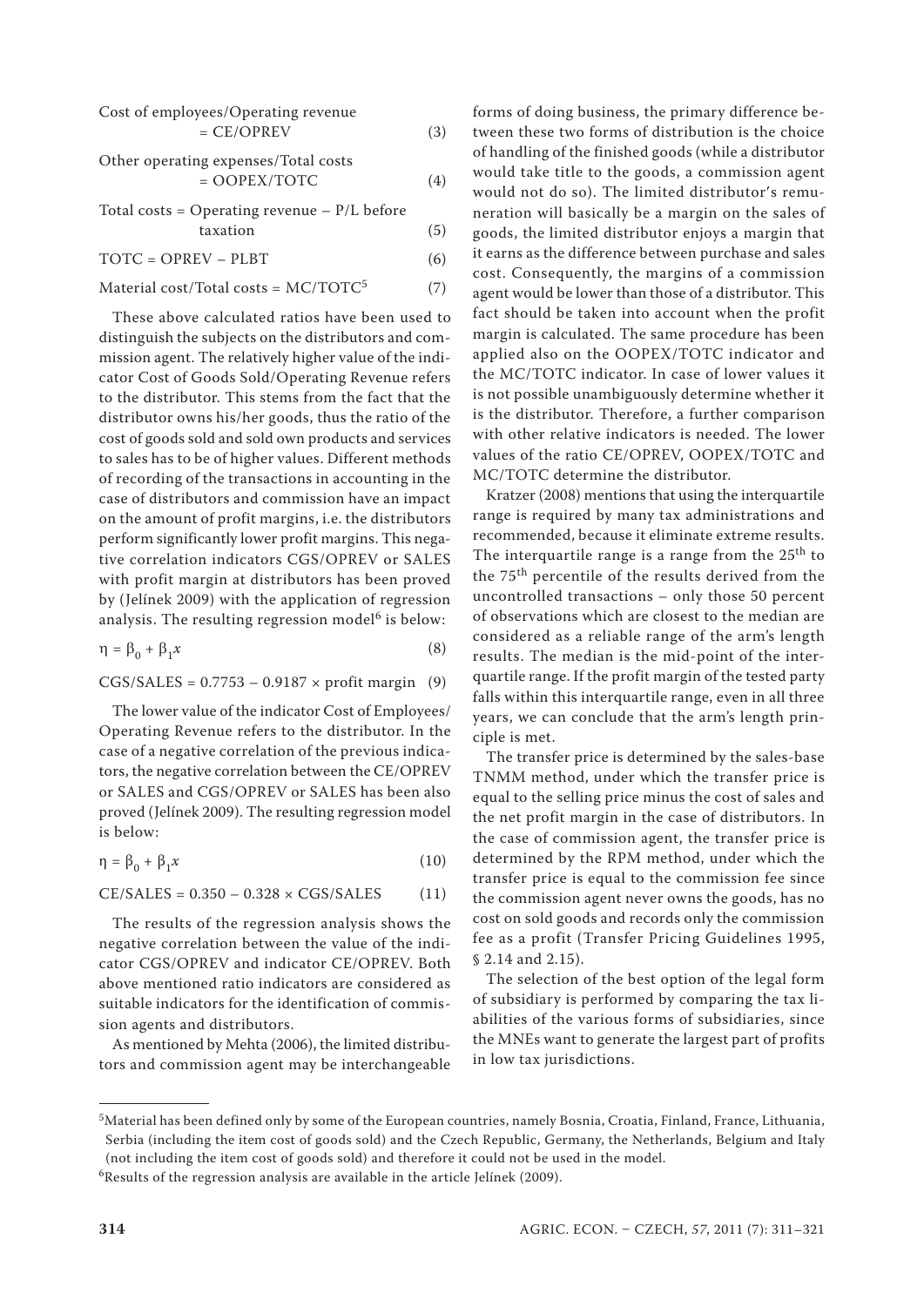Cost of employees/Operating revenue

$$= \text{CE/OPREV} \quad (3)$$

Other operating expenses/Total costs

$$= \text{OOPEX/TOTC} \quad (4)$$

Total costs = Operating revenue – P/L before taxation (5)

$$\text{TOTC} = \text{OPREV} - \text{PLBT} \quad (6)$$

Material cost/Total costs = MC/TOTC[5] (7)

These above calculated ratios have been used to distinguish the subjects on the distributors and commission agent. The relatively higher value of the indicator Cost of Goods Sold/Operating Revenue refers to the distributor. This stems from the fact that the distributor owns his/her goods, thus the ratio of the cost of goods sold and sold own products and services to sales has to be of higher values. Different methods of recording of the transactions in accounting in the case of distributors and commission have an impact on the amount of profit margins, i.e. the distributors perform significantly lower profit margins. This negative correlation indicators CGS/OPREV or SALES with profit margin at distributors has been proved by (Jelínek 2009) with the application of regression analysis. The resulting regression model[6] is below:

$$\eta = \beta_0 + \beta_1 x \quad (8)$$

$$\text{CGS/SALES} = 0.7753 - 0.9187 \times \text{profit margin} \quad (9)$$

The lower value of the indicator Cost of Employees/Operating Revenue refers to the distributor. In the case of a negative correlation of the previous indicators, the negative correlation between the CE/OPREV or SALES and CGS/OPREV or SALES has been also proved (Jelínek 2009). The resulting regression model is below:

$$\eta = \beta_0 + \beta_1 x \quad (10)$$

$$\text{CE/SALES} = 0.350 - 0.328 \times \text{CGS/SALES} \quad (11)$$

The results of the regression analysis shows the negative correlation between the value of the indicator CGS/OPREV and indicator CE/OPREV. Both above mentioned ratio indicators are considered as suitable indicators for the identification of commission agents and distributors.

As mentioned by Mehta (2006), the limited distributors and commission agent may be interchangeable forms of doing business, the primary difference between these two forms of distribution is the choice of handling of the finished goods (while a distributor would take title to the goods, a commission agent would not do so). The limited distributor's remuneration will basically be a margin on the sales of goods, the limited distributor enjoys a margin that it earns as the difference between purchase and sales cost. Consequently, the margins of a commission agent would be lower than those of a distributor. This fact should be taken into account when the profit margin is calculated. The same procedure has been applied also on the OOPEX/TOTC indicator and the MC/TOTC indicator. In case of lower values it is not possible unambiguously determine whether it is the distributor. Therefore, a further comparison with other relative indicators is needed. The lower values of the ratio CE/OPREV, OOPEX/TOTC and MC/TOTC determine the distributor.

Kratzer (2008) mentions that using the interquartile range is required by many tax administrations and recommended, because it eliminate extreme results. The interquartile range is a range from the 25[th] to the 75[th] percentile of the results derived from the uncontrolled transactions – only those 50 percent of observations which are closest to the median are considered as a reliable range of the arm's length results. The median is the mid-point of the interquartile range. If the profit margin of the tested party falls within this interquartile range, even in all three years, we can conclude that the arm's length principle is met.

The transfer price is determined by the sales-base TNMM method, under which the transfer price is equal to the selling price minus the cost of sales and the net profit margin in the case of distributors. In the case of commission agent, the transfer price is determined by the RPM method, under which the transfer price is equal to the commission fee since the commission agent never owns the goods, has no cost on sold goods and records only the commission fee as a profit (Transfer Pricing Guidelines 1995, § 2.14 and 2.15).

The selection of the best option of the legal form of subsidiary is performed by comparing the tax liabilities of the various forms of subsidiaries, since the MNEs want to generate the largest part of profits in low tax jurisdictions.

---

[5]Material has been defined only by some of the European countries, namely Bosnia, Croatia, Finland, France, Lithuania, Serbia (including the item cost of goods sold) and the Czech Republic, Germany, the Netherlands, Belgium and Italy (not including the item cost of goods sold) and therefore it could not be used in the model.

[6]Results of the regression analysis are available in the article Jelínek (2009).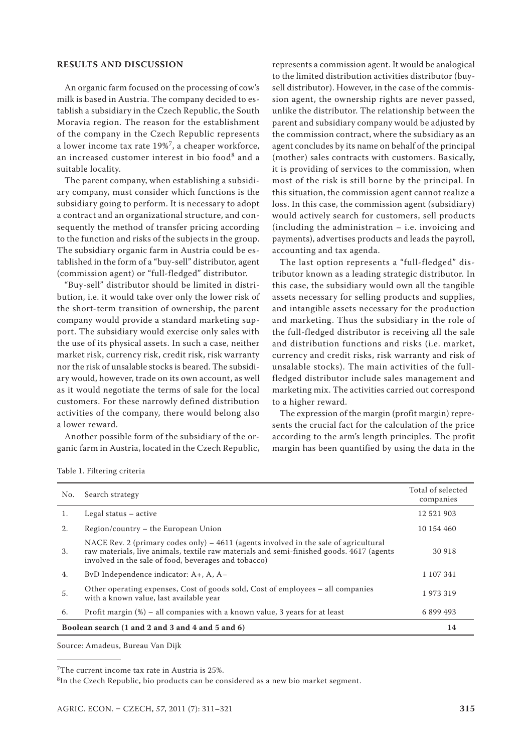## RESULTS AND DISCUSSION

An organic farm focused on the processing of cow's milk is based in Austria. The company decided to establish a subsidiary in the Czech Republic, the South Moravia region. The reason for the establishment of the company in the Czech Republic represents a lower income tax rate 19%[7], a cheaper workforce, an increased customer interest in bio food[8] and a suitable locality.

The parent company, when establishing a subsidiary company, must consider which functions is the subsidiary going to perform. It is necessary to adopt a contract and an organizational structure, and consequently the method of transfer pricing according to the function and risks of the subjects in the group. The subsidiary organic farm in Austria could be established in the form of a "buy-sell" distributor, agent (commission agent) or "full-fledged" distributor.

"Buy-sell" distributor should be limited in distribution, i.e. it would take over only the lower risk of the short-term transition of ownership, the parent company would provide a standard marketing support. The subsidiary would exercise only sales with the use of its physical assets. In such a case, neither market risk, currency risk, credit risk, risk warranty nor the risk of unsalable stocks is beared. The subsidiary would, however, trade on its own account, as well as it would negotiate the terms of sale for the local customers. For these narrowly defined distribution activities of the company, there would belong also a lower reward.

Another possible form of the subsidiary of the organic farm in Austria, located in the Czech Republic, represents a commission agent. It would be analogical to the limited distribution activities distributor (buy-sell distributor). However, in the case of the commission agent, the ownership rights are never passed, unlike the distributor. The relationship between the parent and subsidiary company would be adjusted by the commission contract, where the subsidiary as an agent concludes by its name on behalf of the principal (mother) sales contracts with customers. Basically, it is providing of services to the commission, when most of the risk is still borne by the principal. In this situation, the commission agent cannot realize a loss. In this case, the commission agent (subsidiary) would actively search for customers, sell products (including the administration – i.e. invoicing and payments), advertises products and leads the payroll, accounting and tax agenda.

The last option represents a "full-fledged" distributor known as a leading strategic distributor. In this case, the subsidiary would own all the tangible assets necessary for selling products and supplies, and intangible assets necessary for the production and marketing. Thus the subsidiary in the role of the full-fledged distributor is receiving all the sale and distribution functions and risks (i.e. market, currency and credit risks, risk warranty and risk of unsalable stocks). The main activities of the full-fledged distributor include sales management and marketing mix. The activities carried out correspond to a higher reward.

The expression of the margin (profit margin) represents the crucial fact for the calculation of the price according to the arm's length principles. The profit margin has been quantified by using the data in the

Table 1. Filtering criteria

| No. | Search strategy | Total of selected companies |
|---|---|---|
| 1. | Legal status – active | 12 521 903 |
| 2. | Region/country – the European Union | 10 154 460 |
| 3. | NACE Rev. 2 (primary codes only) – 4611 (agents involved in the sale of agricultural raw materials, live animals, textile raw materials and semi-finished goods. 4617 (agents involved in the sale of food, beverages and tobacco) | 30 918 |
| 4. | BvD Independence indicator: A+, A, A– | 1 107 341 |
| 5. | Other operating expenses, Cost of goods sold, Cost of employees – all companies with a known value, last available year | 1 973 319 |
| 6. | Profit margin (%) – all companies with a known value, 3 years for at least | 6 899 493 |
| **Boolean search (1 and 2 and 3 and 4 and 5 and 6)** | | **14** |

Source: Amadeus, Bureau Van Dijk

[7]The current income tax rate in Austria is 25%.

[8]In the Czech Republic, bio products can be considered as a new bio market segment.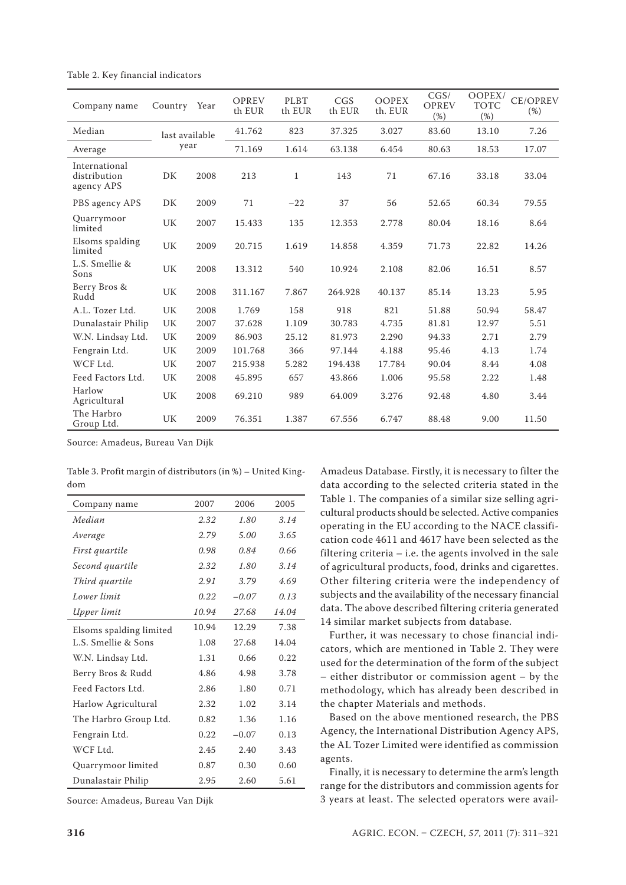Table 2. Key financial indicators

| Company name | Country | Year | OPREV th EUR | PLBT th EUR | CGS th EUR | OOPEX th. EUR | CGS/ OPREV (%) | OOPEX/ TOTC (%) | CE/OPREV (%) |
|---|---|---|---|---|---|---|---|---|---|
| Median | last available year | | 41.762 | 823 | 37.325 | 3.027 | 83.60 | 13.10 | 7.26 |
| Average | | | 71.169 | 1.614 | 63.138 | 6.454 | 80.63 | 18.53 | 17.07 |
| International distribution agency APS | DK | 2008 | 213 | 1 | 143 | 71 | 67.16 | 33.18 | 33.04 |
| PBS agency APS | DK | 2009 | 71 | −22 | 37 | 56 | 52.65 | 60.34 | 79.55 |
| Quarrymoor limited | UK | 2007 | 15.433 | 135 | 12.353 | 2.778 | 80.04 | 18.16 | 8.64 |
| Elsoms spalding limited | UK | 2009 | 20.715 | 1.619 | 14.858 | 4.359 | 71.73 | 22.82 | 14.26 |
| L.S. Smellie & Sons | UK | 2008 | 13.312 | 540 | 10.924 | 2.108 | 82.06 | 16.51 | 8.57 |
| Berry Bros & Rudd | UK | 2008 | 311.167 | 7.867 | 264.928 | 40.137 | 85.14 | 13.23 | 5.95 |
| A.L. Tozer Ltd. | UK | 2008 | 1.769 | 158 | 918 | 821 | 51.88 | 50.94 | 58.47 |
| Dunalastair Philip | UK | 2007 | 37.628 | 1.109 | 30.783 | 4.735 | 81.81 | 12.97 | 5.51 |
| W.N. Lindsay Ltd. | UK | 2009 | 86.903 | 25.12 | 81.973 | 2.290 | 94.33 | 2.71 | 2.79 |
| Fengrain Ltd. | UK | 2009 | 101.768 | 366 | 97.144 | 4.188 | 95.46 | 4.13 | 1.74 |
| WCF Ltd. | UK | 2007 | 215.938 | 5.282 | 194.438 | 17.784 | 90.04 | 8.44 | 4.08 |
| Feed Factors Ltd. | UK | 2008 | 45.895 | 657 | 43.866 | 1.006 | 95.58 | 2.22 | 1.48 |
| Harlow Agricultural | UK | 2008 | 69.210 | 989 | 64.009 | 3.276 | 92.48 | 4.80 | 3.44 |
| The Harbro Group Ltd. | UK | 2009 | 76.351 | 1.387 | 67.556 | 6.747 | 88.48 | 9.00 | 11.50 |

Source: Amadeus, Bureau Van Dijk

Table 3. Profit margin of distributors (in %) – United Kingdom

| Company name | 2007 | 2006 | 2005 |
|---|---|---|---|
| *Median* | *2.32* | *1.80* | *3.14* |
| *Average* | *2.79* | *5.00* | *3.65* |
| *First quartile* | *0.98* | *0.84* | *0.66* |
| *Second quartile* | *2.32* | *1.80* | *3.14* |
| *Third quartile* | *2.91* | *3.79* | *4.69* |
| *Lower limit* | *0.22* | *−0.07* | *0.13* |
| *Upper limit* | *10.94* | *27.68* | *14.04* |
| Elsoms spalding limited | 10.94 | 12.29 | 7.38 |
| L.S. Smellie & Sons | 1.08 | 27.68 | 14.04 |
| W.N. Lindsay Ltd. | 1.31 | 0.66 | 0.22 |
| Berry Bros & Rudd | 4.86 | 4.98 | 3.78 |
| Feed Factors Ltd. | 2.86 | 1.80 | 0.71 |
| Harlow Agricultural | 2.32 | 1.02 | 3.14 |
| The Harbro Group Ltd. | 0.82 | 1.36 | 1.16 |
| Fengrain Ltd. | 0.22 | −0.07 | 0.13 |
| WCF Ltd. | 2.45 | 2.40 | 3.43 |
| Quarrymoor limited | 0.87 | 0.30 | 0.60 |
| Dunalastair Philip | 2.95 | 2.60 | 5.61 |

Source: Amadeus, Bureau Van Dijk

Amadeus Database. Firstly, it is necessary to filter the data according to the selected criteria stated in the Table 1. The companies of a similar size selling agricultural products should be selected. Active companies operating in the EU according to the NACE classification code 4611 and 4617 have been selected as the filtering criteria – i.e. the agents involved in the sale of agricultural products, food, drinks and cigarettes. Other filtering criteria were the independency of subjects and the availability of the necessary financial data. The above described filtering criteria generated 14 similar market subjects from database.

Further, it was necessary to chose financial indicators, which are mentioned in Table 2. They were used for the determination of the form of the subject – either distributor or commission agent – by the methodology, which has already been described in the chapter Materials and methods.

Based on the above mentioned research, the PBS Agency, the International Distribution Agency APS, the AL Tozer Limited were identified as commission agents.

Finally, it is necessary to determine the arm's length range for the distributors and commission agents for 3 years at least. The selected operators were avail-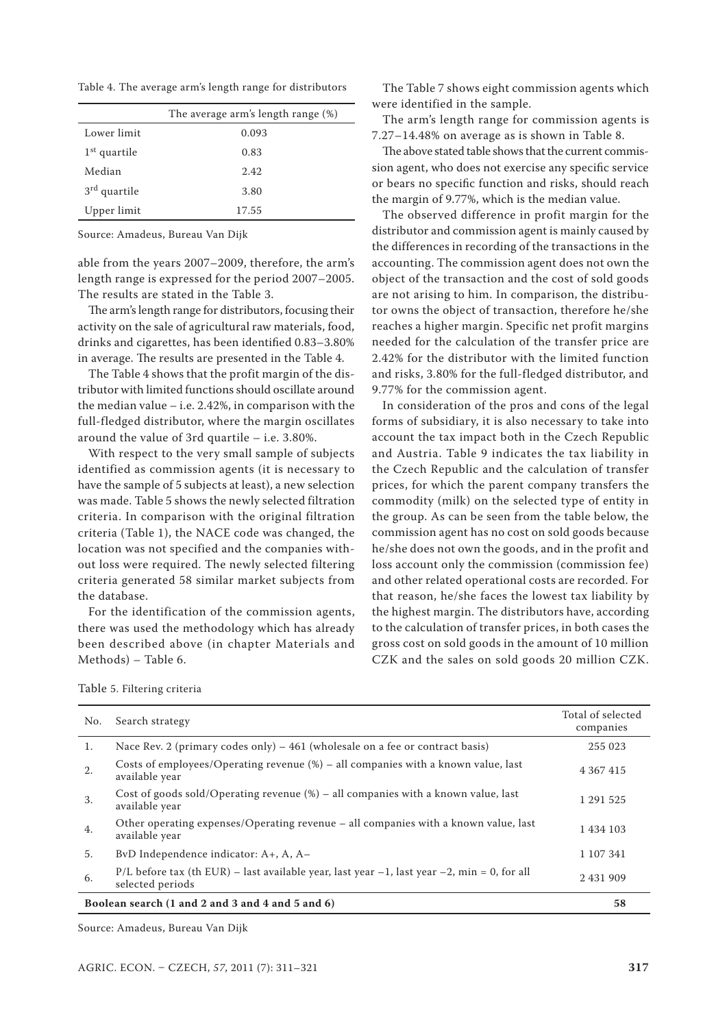Table 4. The average arm's length range for distributors

| | The average arm's length range (%) |
|---|---|
| Lower limit | 0.093 |
| 1st quartile | 0.83 |
| Median | 2.42 |
| 3rd quartile | 3.80 |
| Upper limit | 17.55 |

Source: Amadeus, Bureau Van Dijk

able from the years 2007–2009, therefore, the arm's length range is expressed for the period 2007–2005. The results are stated in the Table 3.

The arm's length range for distributors, focusing their activity on the sale of agricultural raw materials, food, drinks and cigarettes, has been identified 0.83–3.80% in average. The results are presented in the Table 4.

The Table 4 shows that the profit margin of the distributor with limited functions should oscillate around the median value – i.e. 2.42%, in comparison with the full-fledged distributor, where the margin oscillates around the value of 3rd quartile – i.e. 3.80%.

With respect to the very small sample of subjects identified as commission agents (it is necessary to have the sample of 5 subjects at least), a new selection was made. Table 5 shows the newly selected filtration criteria. In comparison with the original filtration criteria (Table 1), the NACE code was changed, the location was not specified and the companies without loss were required. The newly selected filtering criteria generated 58 similar market subjects from the database.

For the identification of the commission agents, there was used the methodology which has already been described above (in chapter Materials and Methods) – Table 6.

The Table 7 shows eight commission agents which were identified in the sample.

The arm's length range for commission agents is 7.27–14.48% on average as is shown in Table 8.

The above stated table shows that the current commission agent, who does not exercise any specific service or bears no specific function and risks, should reach the margin of 9.77%, which is the median value.

The observed difference in profit margin for the distributor and commission agent is mainly caused by the differences in recording of the transactions in the accounting. The commission agent does not own the object of the transaction and the cost of sold goods are not arising to him. In comparison, the distributor owns the object of transaction, therefore he/she reaches a higher margin. Specific net profit margins needed for the calculation of the transfer price are 2.42% for the distributor with the limited function and risks, 3.80% for the full-fledged distributor, and 9.77% for the commission agent.

In consideration of the pros and cons of the legal forms of subsidiary, it is also necessary to take into account the tax impact both in the Czech Republic and Austria. Table 9 indicates the tax liability in the Czech Republic and the calculation of transfer prices, for which the parent company transfers the commodity (milk) on the selected type of entity in the group. As can be seen from the table below, the commission agent has no cost on sold goods because he/she does not own the goods, and in the profit and loss account only the commission (commission fee) and other related operational costs are recorded. For that reason, he/she faces the lowest tax liability by the highest margin. The distributors have, according to the calculation of transfer prices, in both cases the gross cost on sold goods in the amount of 10 million CZK and the sales on sold goods 20 million CZK.

Table 5. Filtering criteria

| No. | Search strategy | Total of selected companies |
|---|---|---|
| 1. | Nace Rev. 2 (primary codes only) – 461 (wholesale on a fee or contract basis) | 255 023 |
| 2. | Costs of employees/Operating revenue (%) – all companies with a known value, last available year | 4 367 415 |
| 3. | Cost of goods sold/Operating revenue (%) – all companies with a known value, last available year | 1 291 525 |
| 4. | Other operating expenses/Operating revenue – all companies with a known value, last available year | 1 434 103 |
| 5. | BvD Independence indicator: A+, A, A– | 1 107 341 |
| 6. | P/L before tax (th EUR) – last available year, last year –1, last year –2, min = 0, for all selected periods | 2 431 909 |
| **Boolean search (1 and 2 and 3 and 4 and 5 and 6)** | | **58** |

Source: Amadeus, Bureau Van Dijk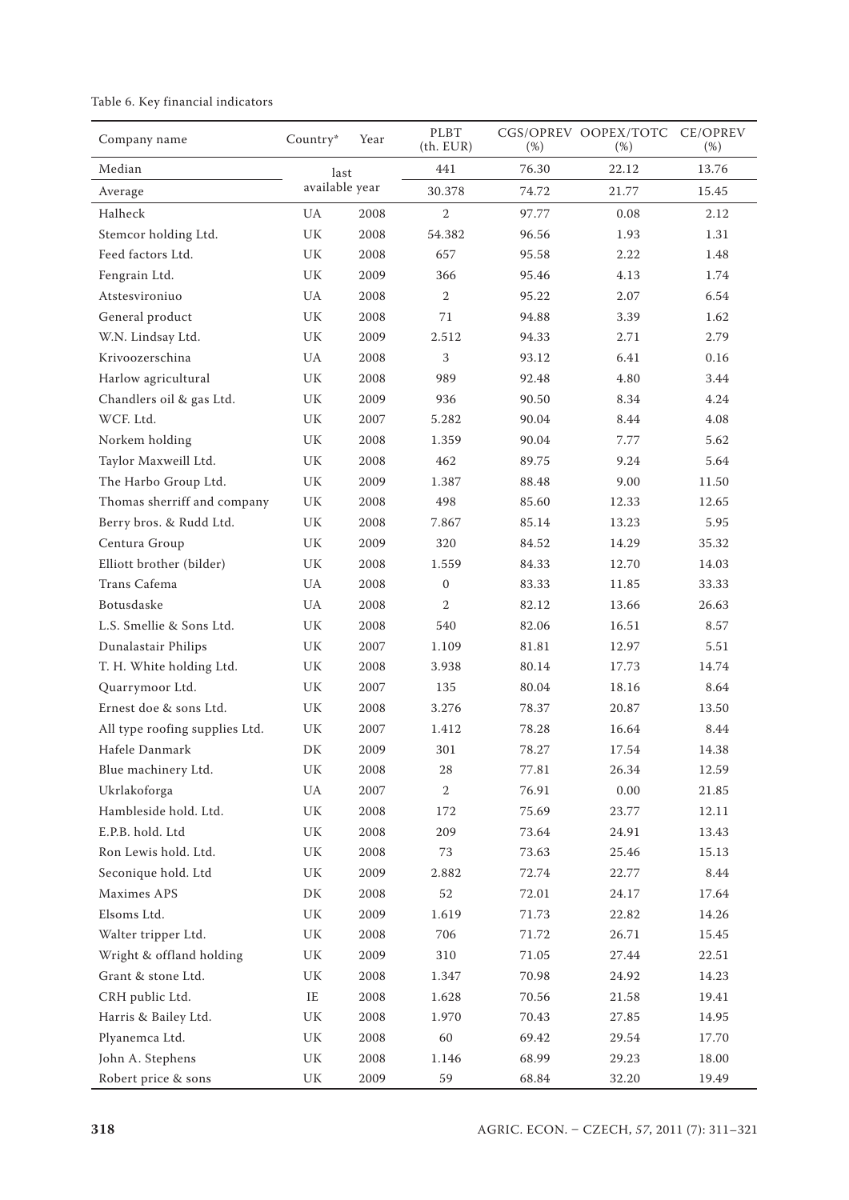Table 6. Key financial indicators

| Company name | Country* | Year | PLBT (th. EUR) | CGS/OPREV (%) | OOPEX/TOTC (%) | CE/OPREV (%) |
|---|---|---|---|---|---|---|
| Median | last available year | | 441 | 76.30 | 22.12 | 13.76 |
| Average | | | 30.378 | 74.72 | 21.77 | 15.45 |
| Halheck | UA | 2008 | 2 | 97.77 | 0.08 | 2.12 |
| Stemcor holding Ltd. | UK | 2008 | 54.382 | 96.56 | 1.93 | 1.31 |
| Feed factors Ltd. | UK | 2008 | 657 | 95.58 | 2.22 | 1.48 |
| Fengrain Ltd. | UK | 2009 | 366 | 95.46 | 4.13 | 1.74 |
| Atstesvironiuo | UA | 2008 | 2 | 95.22 | 2.07 | 6.54 |
| General product | UK | 2008 | 71 | 94.88 | 3.39 | 1.62 |
| W.N. Lindsay Ltd. | UK | 2009 | 2.512 | 94.33 | 2.71 | 2.79 |
| Krivoozerschina | UA | 2008 | 3 | 93.12 | 6.41 | 0.16 |
| Harlow agricultural | UK | 2008 | 989 | 92.48 | 4.80 | 3.44 |
| Chandlers oil & gas Ltd. | UK | 2009 | 936 | 90.50 | 8.34 | 4.24 |
| WCF. Ltd. | UK | 2007 | 5.282 | 90.04 | 8.44 | 4.08 |
| Norkem holding | UK | 2008 | 1.359 | 90.04 | 7.77 | 5.62 |
| Taylor Maxweill Ltd. | UK | 2008 | 462 | 89.75 | 9.24 | 5.64 |
| The Harbo Group Ltd. | UK | 2009 | 1.387 | 88.48 | 9.00 | 11.50 |
| Thomas sherriff and company | UK | 2008 | 498 | 85.60 | 12.33 | 12.65 |
| Berry bros. & Rudd Ltd. | UK | 2008 | 7.867 | 85.14 | 13.23 | 5.95 |
| Centura Group | UK | 2009 | 320 | 84.52 | 14.29 | 35.32 |
| Elliott brother (bilder) | UK | 2008 | 1.559 | 84.33 | 12.70 | 14.03 |
| Trans Cafema | UA | 2008 | 0 | 83.33 | 11.85 | 33.33 |
| Botusdaske | UA | 2008 | 2 | 82.12 | 13.66 | 26.63 |
| L.S. Smellie & Sons Ltd. | UK | 2008 | 540 | 82.06 | 16.51 | 8.57 |
| Dunalastair Philips | UK | 2007 | 1.109 | 81.81 | 12.97 | 5.51 |
| T. H. White holding Ltd. | UK | 2008 | 3.938 | 80.14 | 17.73 | 14.74 |
| Quarrymoor Ltd. | UK | 2007 | 135 | 80.04 | 18.16 | 8.64 |
| Ernest doe & sons Ltd. | UK | 2008 | 3.276 | 78.37 | 20.87 | 13.50 |
| All type roofing supplies Ltd. | UK | 2007 | 1.412 | 78.28 | 16.64 | 8.44 |
| Hafele Danmark | DK | 2009 | 301 | 78.27 | 17.54 | 14.38 |
| Blue machinery Ltd. | UK | 2008 | 28 | 77.81 | 26.34 | 12.59 |
| Ukrlakoforga | UA | 2007 | 2 | 76.91 | 0.00 | 21.85 |
| Hambleside hold. Ltd. | UK | 2008 | 172 | 75.69 | 23.77 | 12.11 |
| E.P.B. hold. Ltd | UK | 2008 | 209 | 73.64 | 24.91 | 13.43 |
| Ron Lewis hold. Ltd. | UK | 2008 | 73 | 73.63 | 25.46 | 15.13 |
| Seconique hold. Ltd | UK | 2009 | 2.882 | 72.74 | 22.77 | 8.44 |
| Maximes APS | DK | 2008 | 52 | 72.01 | 24.17 | 17.64 |
| Elsoms Ltd. | UK | 2009 | 1.619 | 71.73 | 22.82 | 14.26 |
| Walter tripper Ltd. | UK | 2008 | 706 | 71.72 | 26.71 | 15.45 |
| Wright & offland holding | UK | 2009 | 310 | 71.05 | 27.44 | 22.51 |
| Grant & stone Ltd. | UK | 2008 | 1.347 | 70.98 | 24.92 | 14.23 |
| CRH public Ltd. | IE | 2008 | 1.628 | 70.56 | 21.58 | 19.41 |
| Harris & Bailey Ltd. | UK | 2008 | 1.970 | 70.43 | 27.85 | 14.95 |
| Plyanemca Ltd. | UK | 2008 | 60 | 69.42 | 29.54 | 17.70 |
| John A. Stephens | UK | 2008 | 1.146 | 68.99 | 29.23 | 18.00 |
| Robert price & sons | UK | 2009 | 59 | 68.84 | 32.20 | 19.49 |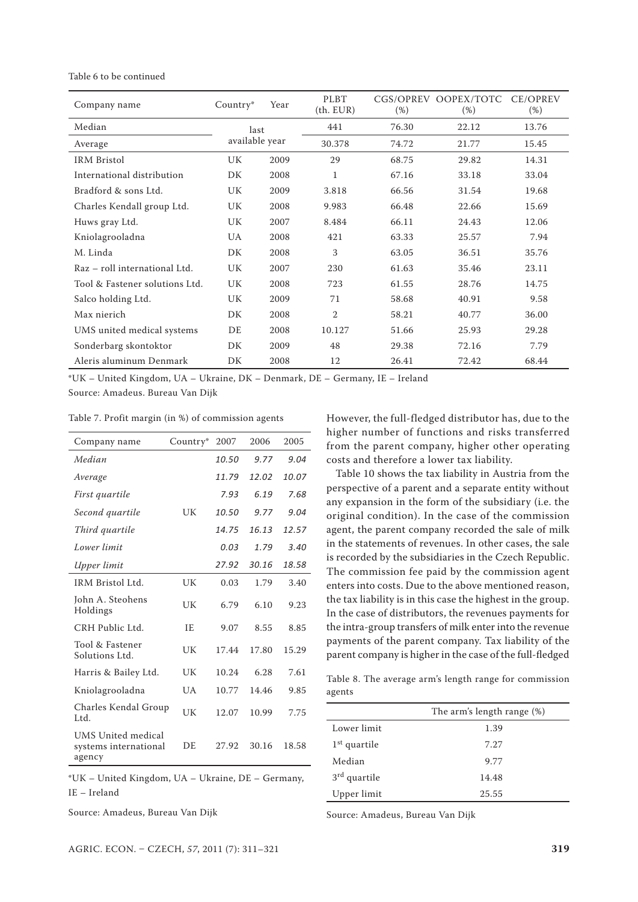Table 6 to be continued

| Company name | Country* | Year | PLBT (th. EUR) | CGS/OPREV (%) | OOPEX/TOTC (%) | CE/OPREV (%) |
|---|---|---|---|---|---|---|
| Median | last available year | | 441 | 76.30 | 22.12 | 13.76 |
| Average | | | 30.378 | 74.72 | 21.77 | 15.45 |
| IRM Bristol | UK | 2009 | 29 | 68.75 | 29.82 | 14.31 |
| International distribution | DK | 2008 | 1 | 67.16 | 33.18 | 33.04 |
| Bradford & sons Ltd. | UK | 2009 | 3.818 | 66.56 | 31.54 | 19.68 |
| Charles Kendall group Ltd. | UK | 2008 | 9.983 | 66.48 | 22.66 | 15.69 |
| Huws gray Ltd. | UK | 2007 | 8.484 | 66.11 | 24.43 | 12.06 |
| Kniolagrooladna | UA | 2008 | 421 | 63.33 | 25.57 | 7.94 |
| M. Linda | DK | 2008 | 3 | 63.05 | 36.51 | 35.76 |
| Raz – roll international Ltd. | UK | 2007 | 230 | 61.63 | 35.46 | 23.11 |
| Tool & Fastener solutions Ltd. | UK | 2008 | 723 | 61.55 | 28.76 | 14.75 |
| Salco holding Ltd. | UK | 2009 | 71 | 58.68 | 40.91 | 9.58 |
| Max nierich | DK | 2008 | 2 | 58.21 | 40.77 | 36.00 |
| UMS united medical systems | DE | 2008 | 10.127 | 51.66 | 25.93 | 29.28 |
| Sonderbarg skontoktor | DK | 2009 | 48 | 29.38 | 72.16 | 7.79 |
| Aleris aluminum Denmark | DK | 2008 | 12 | 26.41 | 72.42 | 68.44 |

*UK – United Kingdom, UA – Ukraine, DK – Denmark, DE – Germany, IE – Ireland

Source: Amadeus. Bureau Van Dijk

Table 7. Profit margin (in %) of commission agents

| Company name | Country* | 2007 | 2006 | 2005 |
|---|---|---|---|---|
| *Median* | | *10.50* | *9.77* | *9.04* |
| *Average* | | *11.79* | *12.02* | *10.07* |
| *First quartile* | | *7.93* | *6.19* | *7.68* |
| *Second quartile* | UK | *10.50* | *9.77* | *9.04* |
| *Third quartile* | | *14.75* | *16.13* | *12.57* |
| *Lower limit* | | *0.03* | *1.79* | *3.40* |
| *Upper limit* | | *27.92* | *30.16* | *18.58* |
| IRM Bristol Ltd. | UK | 0.03 | 1.79 | 3.40 |
| John A. Steohens Holdings | UK | 6.79 | 6.10 | 9.23 |
| CRH Public Ltd. | IE | 9.07 | 8.55 | 8.85 |
| Tool & Fastener Solutions Ltd. | UK | 17.44 | 17.80 | 15.29 |
| Harris & Bailey Ltd. | UK | 10.24 | 6.28 | 7.61 |
| Kniolagrooladna | UA | 10.77 | 14.46 | 9.85 |
| Charles Kendal Group Ltd. | UK | 12.07 | 10.99 | 7.75 |
| UMS United medical systems international agency | DE | 27.92 | 30.16 | 18.58 |

*UK – United Kingdom, UA – Ukraine, DE – Germany, IE – Ireland

Source: Amadeus, Bureau Van Dijk

However, the full-fledged distributor has, due to the higher number of functions and risks transferred from the parent company, higher other operating costs and therefore a lower tax liability.

Table 10 shows the tax liability in Austria from the perspective of a parent and a separate entity without any expansion in the form of the subsidiary (i.e. the original condition). In the case of the commission agent, the parent company recorded the sale of milk in the statements of revenues. In other cases, the sale is recorded by the subsidiaries in the Czech Republic. The commission fee paid by the commission agent enters into costs. Due to the above mentioned reason, the tax liability is in this case the highest in the group. In the case of distributors, the revenues payments for the intra-group transfers of milk enter into the revenue payments of the parent company. Tax liability of the parent company is higher in the case of the full-fledged

Table 8. The average arm's length range for commission agents

| | The arm's length range (%) |
|---|---|
| Lower limit | 1.39 |
| 1st quartile | 7.27 |
| Median | 9.77 |
| 3rd quartile | 14.48 |
| Upper limit | 25.55 |

Source: Amadeus, Bureau Van Dijk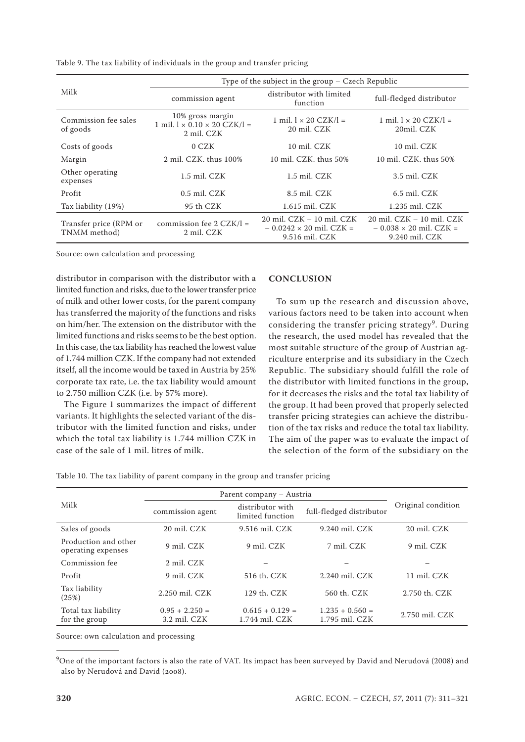Table 9. The tax liability of individuals in the group and transfer pricing

| Milk | Type of the subject in the group – Czech Republic | | |
|---|---|---|---|
| | commission agent | distributor with limited function | full-fledged distributor |
| Commission fee sales of goods | 10% gross margin 1 mil. l × 0.10 × 20 CZK/l = 2 mil. CZK | 1 mil. l × 20 CZK/l = 20 mil. CZK | 1 mil. l × 20 CZK/l = 20mil. CZK |
| Costs of goods | 0 CZK | 10 mil. CZK | 10 mil. CZK |
| Margin | 2 mil. CZK. thus 100% | 10 mil. CZK. thus 50% | 10 mil. CZK. thus 50% |
| Other operating expenses | 1.5 mil. CZK | 1.5 mil. CZK | 3.5 mil. CZK |
| Profit | 0.5 mil. CZK | 8.5 mil. CZK | 6.5 mil. CZK |
| Tax liability (19%) | 95 th CZK | 1.615 mil. CZK | 1.235 mil. CZK |
| Transfer price (RPM or TNMM method) | commission fee 2 CZK/l = 2 mil. CZK | 20 mil. CZK – 10 mil. CZK – 0.0242 × 20 mil. CZK = 9.516 mil. CZK | 20 mil. CZK – 10 mil. CZK – 0.038 × 20 mil. CZK = 9.240 mil. CZK |

Source: own calculation and processing

distributor in comparison with the distributor with a limited function and risks, due to the lower transfer price of milk and other lower costs, for the parent company has transferred the majority of the functions and risks on him/her. The extension on the distributor with the limited functions and risks seems to be the best option. In this case, the tax liability has reached the lowest value of 1.744 million CZK. If the company had not extended itself, all the income would be taxed in Austria by 25% corporate tax rate, i.e. the tax liability would amount to 2.750 million CZK (i.e. by 57% more).

The Figure 1 summarizes the impact of different variants. It highlights the selected variant of the distributor with the limited function and risks, under which the total tax liability is 1.744 million CZK in case of the sale of 1 mil. litres of milk.

## CONCLUSION

To sum up the research and discussion above, various factors need to be taken into account when considering the transfer pricing strategy[9]. During the research, the used model has revealed that the most suitable structure of the group of Austrian agriculture enterprise and its subsidiary in the Czech Republic. The subsidiary should fulfill the role of the distributor with limited functions in the group, for it decreases the risks and the total tax liability of the group. It had been proved that properly selected transfer pricing strategies can achieve the distribution of the tax risks and reduce the total tax liability. The aim of the paper was to evaluate the impact of the selection of the form of the subsidiary on the

Table 10. The tax liability of parent company in the group and transfer pricing

| Milk | Parent company – Austria | | | Original condition |
|---|---|---|---|---|
| | commission agent | distributor with limited function | full-fledged distributor | |
| Sales of goods | 20 mil. CZK | 9.516 mil. CZK | 9.240 mil. CZK | 20 mil. CZK |
| Production and other operating expenses | 9 mil. CZK | 9 mil. CZK | 7 mil. CZK | 9 mil. CZK |
| Commission fee | 2 mil. CZK | – | – | – |
| Profit | 9 mil. CZK | 516 th. CZK | 2.240 mil. CZK | 11 mil. CZK |
| Tax liability (25%) | 2.250 mil. CZK | 129 th. CZK | 560 th. CZK | 2.750 th. CZK |
| Total tax liability for the group | 0.95 + 2.250 = 3.2 mil. CZK | 0.615 + 0.129 = 1.744 mil. CZK | 1.235 + 0.560 = 1.795 mil. CZK | 2.750 mil. CZK |

Source: own calculation and processing

[9]One of the important factors is also the rate of VAT. Its impact has been surveyed by David and Nerudová (2008) and also by Nerudová and David (2008).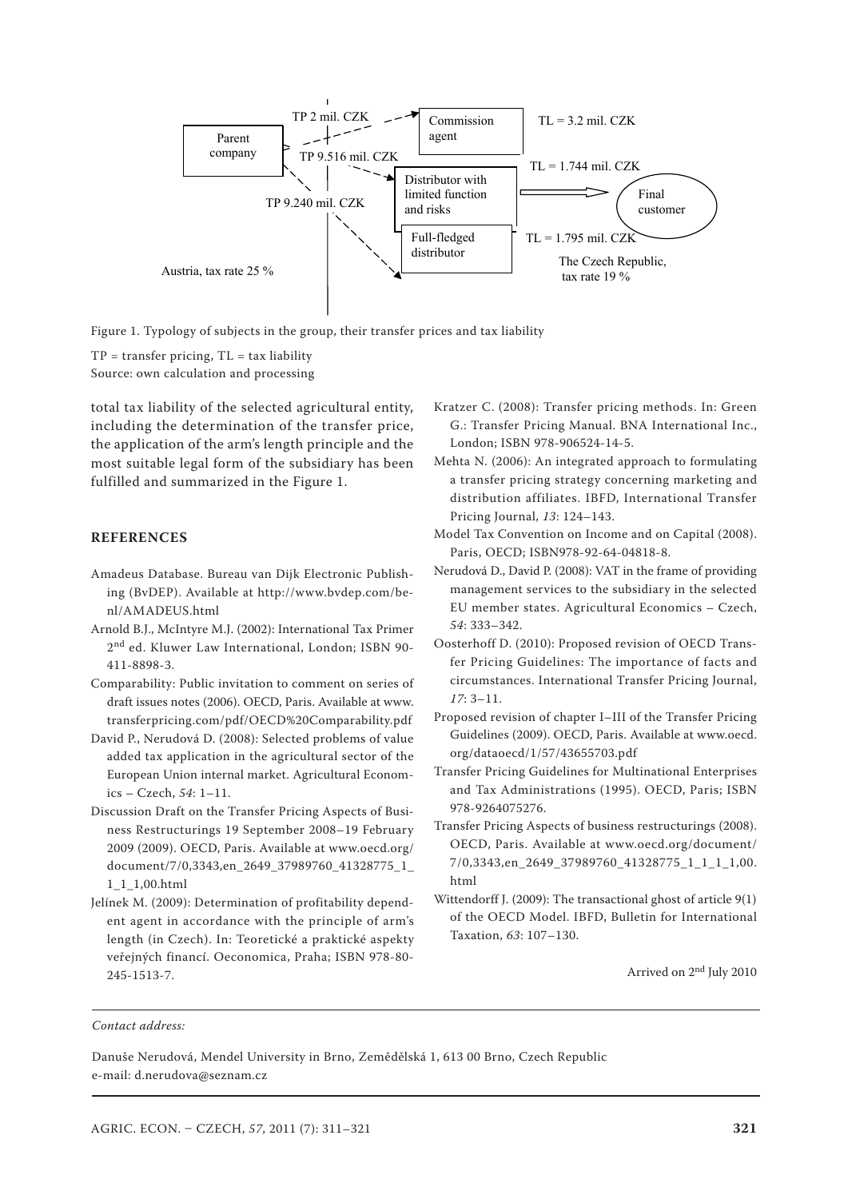TP 2 mil. CZK

Commission agent

TL = 3.2 mil. CZK

Parent company

TP 9.516 mil. CZK

TL = 1.744 mil. CZK

Distributor with limited function and risks

Final customer

TP 9.240 mil. CZK

Full-fledged distributor

TL = 1.795 mil. CZK

The Czech Republic, tax rate 19 %

Austria, tax rate 25 %

Figure 1. Typology of subjects in the group, their transfer prices and tax liability

TP = transfer pricing, TL = tax liability

Source: own calculation and processing

total tax liability of the selected agricultural entity, including the determination of the transfer price, the application of the arm's length principle and the most suitable legal form of the subsidiary has been fulfilled and summarized in the Figure 1.

## REFERENCES

Amadeus Database. Bureau van Dijk Electronic Publishing (BvDEP). Available at http://www.bvdep.com/be-nl/AMADEUS.html

Arnold B.J., McIntyre M.J. (2002): International Tax Primer 2nd ed. Kluwer Law International, London; ISBN 90-411-8898-3.

Comparability: Public invitation to comment on series of draft issues notes (2006). OECD, Paris. Available at www.transferpricing.com/pdf/OECD%20Comparability.pdf

David P., Nerudová D. (2008): Selected problems of value added tax application in the agricultural sector of the European Union internal market. Agricultural Economics – Czech, *54*: 1–11.

Discussion Draft on the Transfer Pricing Aspects of Business Restructurings 19 September 2008–19 February 2009 (2009). OECD, Paris. Available at www.oecd.org/document/7/0,3343,en_2649_37989760_41328775_1_1_1_1,00.html

Jelínek M. (2009): Determination of profitability dependent agent in accordance with the principle of arm's length (in Czech). In: Teoretické a praktické aspekty veřejných financí. Oeconomica, Praha; ISBN 978-80-245-1513-7.

Kratzer C. (2008): Transfer pricing methods. In: Green G.: Transfer Pricing Manual. BNA International Inc., London; ISBN 978-906524-14-5.

Mehta N. (2006): An integrated approach to formulating a transfer pricing strategy concerning marketing and distribution affiliates. IBFD, International Transfer Pricing Journal, *13*: 124–143.

Model Tax Convention on Income and on Capital (2008). Paris, OECD; ISBN978-92-64-04818-8.

Nerudová D., David P. (2008): VAT in the frame of providing management services to the subsidiary in the selected EU member states. Agricultural Economics – Czech, *54*: 333–342.

Oosterhoff D. (2010): Proposed revision of OECD Transfer Pricing Guidelines: The importance of facts and circumstances. International Transfer Pricing Journal, *17*: 3–11.

Proposed revision of chapter I–III of the Transfer Pricing Guidelines (2009). OECD, Paris. Available at www.oecd.org/dataoecd/1/57/43655703.pdf

Transfer Pricing Guidelines for Multinational Enterprises and Tax Administrations (1995). OECD, Paris; ISBN 978-9264075276.

Transfer Pricing Aspects of business restructurings (2008). OECD, Paris. Available at www.oecd.org/document/7/0,3343,en_2649_37989760_41328775_1_1_1_1,00.html

Wittendorff J. (2009): The transactional ghost of article 9(1) of the OECD Model. IBFD, Bulletin for International Taxation, *63*: 107–130.

Arrived on 2nd July 2010

*Contact address:*

Danuše Nerudová, Mendel University in Brno, Zemědělská 1, 613 00 Brno, Czech Republic
e-mail: d.nerudova@seznam.cz